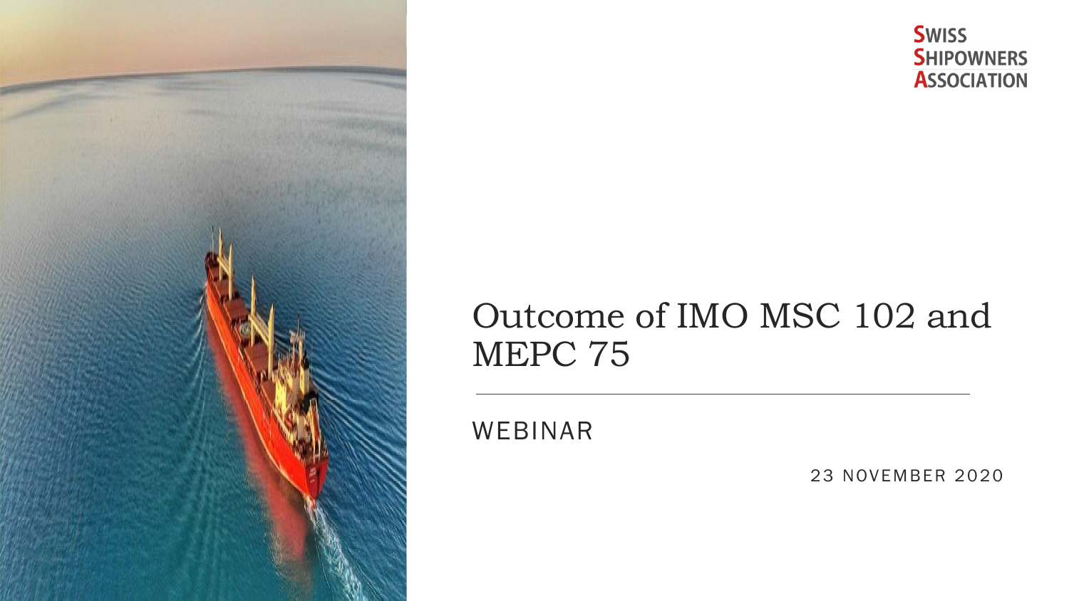SWISS SHIPOWNERS ASSOCIATION

# Outcome of IMO MSC 102 and MEPC 75

WEBINAR

23 NOVEMBER 2020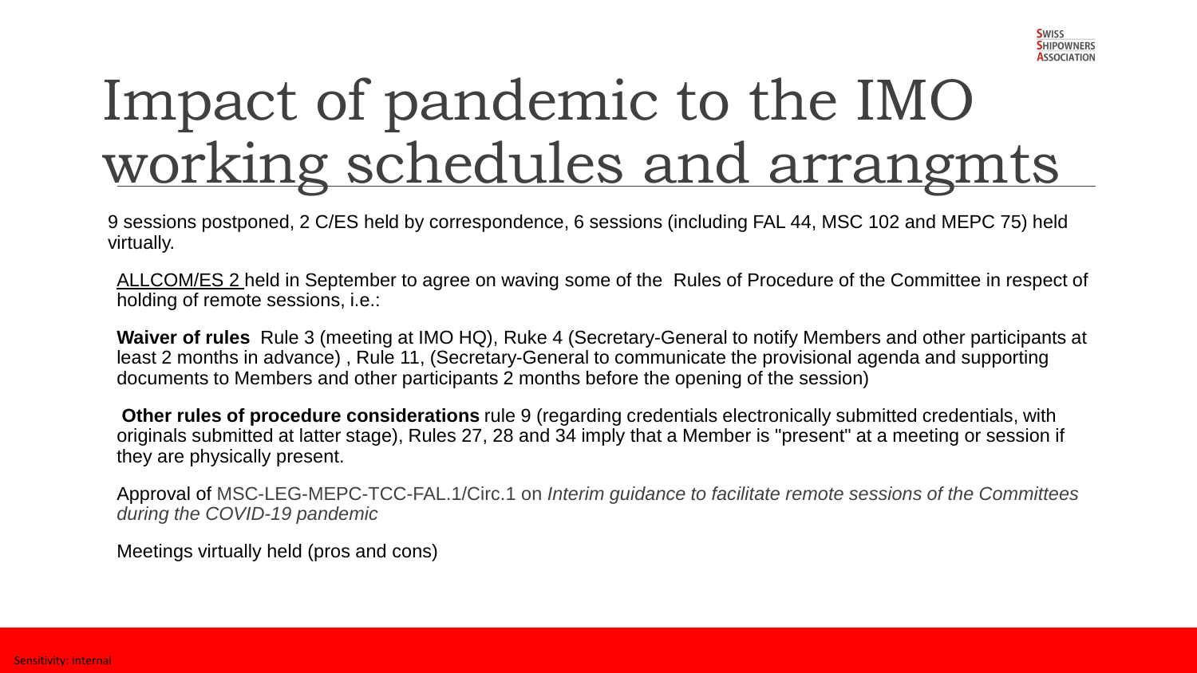# Impact of pandemic to the IMO working schedules and arrangmts

9 sessions postponed, 2 C/ES held by correspondence, 6 sessions (including FAL 44, MSC 102 and MEPC 75) held virtually.

ALLCOM/ES 2 held in September to agree on waving some of the Rules of Procedure of the Committee in respect of holding of remote sessions, i.e.:

**Waiver of rules** Rule 3 (meeting at IMO HQ), Ruke 4 (Secretary-General to notify Members and other participants at least 2 months in advance) , Rule 11, (Secretary-General to communicate the provisional agenda and supporting documents to Members and other participants 2 months before the opening of the session)

**Other rules of procedure considerations** rule 9 (regarding credentials electronically submitted credentials, with originals submitted at latter stage), Rules 27, 28 and 34 imply that a Member is "present" at a meeting or session if they are physically present.

Approval of MSC-LEG-MEPC-TCC-FAL.1/Circ.1 on *Interim guidance to facilitate remote sessions of the Committees during the COVID-19 pandemic*

Meetings virtually held (pros and cons)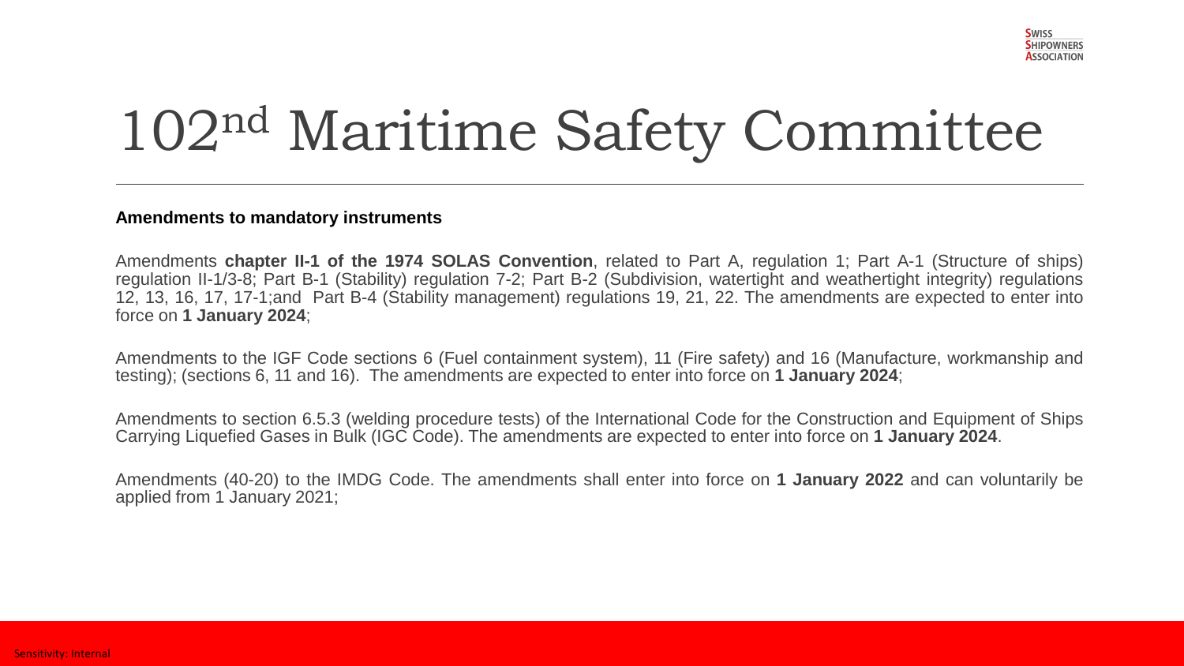# 102nd Maritime Safety Committee

**Amendments to mandatory instruments**

Amendments **chapter II-1 of the 1974 SOLAS Convention**, related to Part A, regulation 1; Part A-1 (Structure of ships) regulation II-1/3-8; Part B-1 (Stability) regulation 7-2; Part B-2 (Subdivision, watertight and weathertight integrity) regulations 12, 13, 16, 17, 17-1;and Part B-4 (Stability management) regulations 19, 21, 22. The amendments are expected to enter into force on **1 January 2024**;

Amendments to the IGF Code sections 6 (Fuel containment system), 11 (Fire safety) and 16 (Manufacture, workmanship and testing); (sections 6, 11 and 16). The amendments are expected to enter into force on **1 January 2024**;

Amendments to section 6.5.3 (welding procedure tests) of the International Code for the Construction and Equipment of Ships Carrying Liquefied Gases in Bulk (IGC Code). The amendments are expected to enter into force on **1 January 2024**.

Amendments (40-20) to the IMDG Code. The amendments shall enter into force on **1 January 2022** and can voluntarily be applied from 1 January 2021;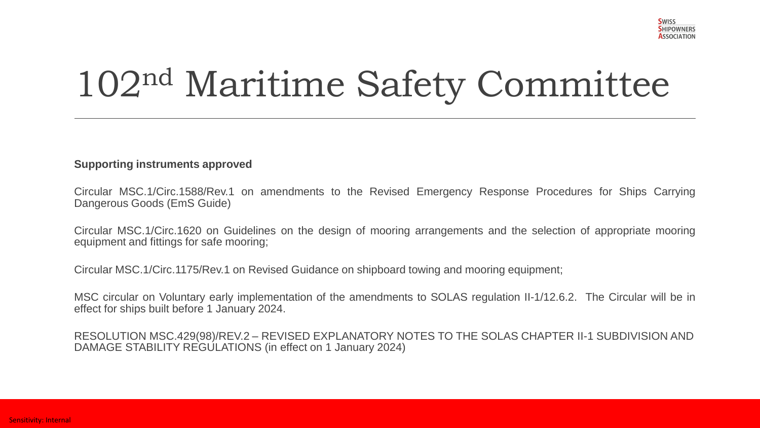# 102nd Maritime Safety Committee

**Supporting instruments approved**

Circular MSC.1/Circ.1588/Rev.1 on amendments to the Revised Emergency Response Procedures for Ships Carrying Dangerous Goods (EmS Guide)

Circular MSC.1/Circ.1620 on Guidelines on the design of mooring arrangements and the selection of appropriate mooring equipment and fittings for safe mooring;

Circular MSC.1/Circ.1175/Rev.1 on Revised Guidance on shipboard towing and mooring equipment;

MSC circular on Voluntary early implementation of the amendments to SOLAS regulation II-1/12.6.2. The Circular will be in effect for ships built before 1 January 2024.

RESOLUTION MSC.429(98)/REV.2 – REVISED EXPLANATORY NOTES TO THE SOLAS CHAPTER II-1 SUBDIVISION AND DAMAGE STABILITY REGULATIONS (in effect on 1 January 2024)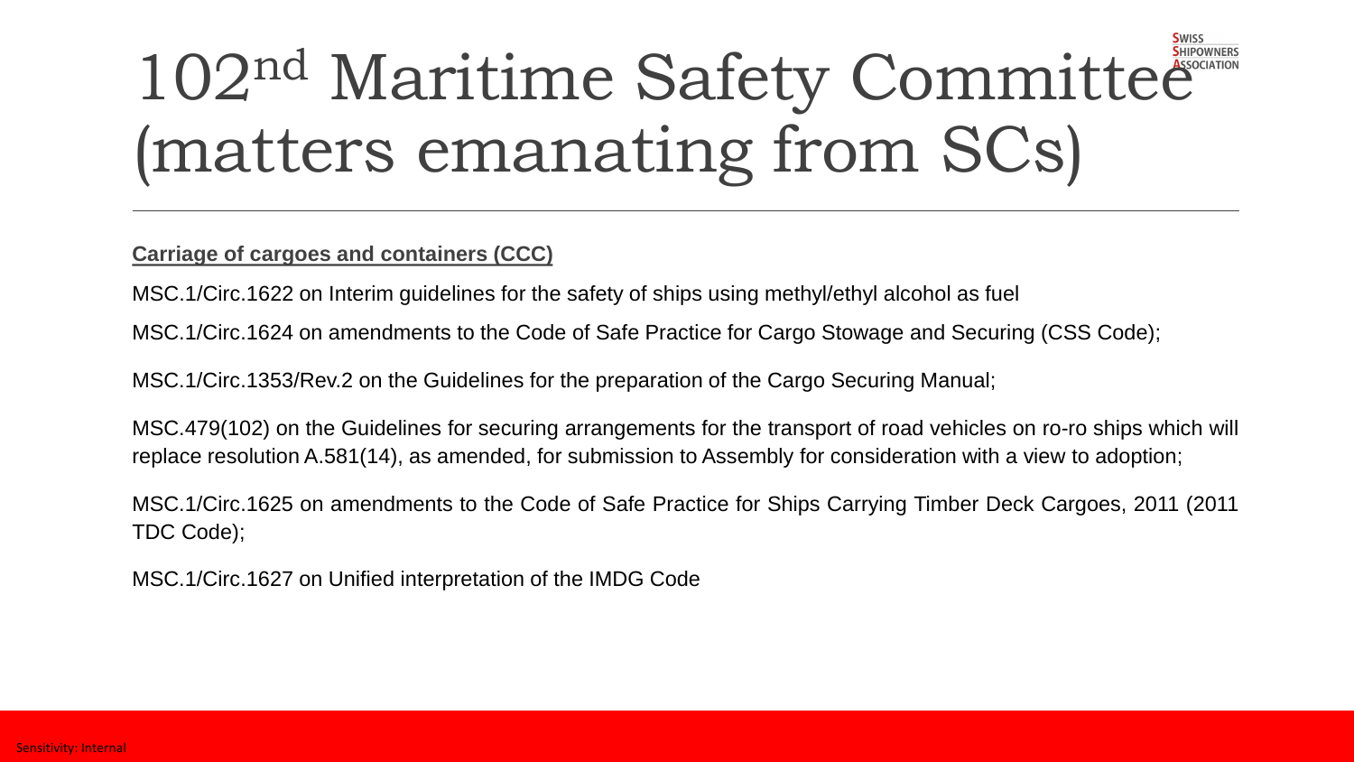# 102nd Maritime Safety Committee (matters emanating from SCs)

**Carriage of cargoes and containers (CCC)**

MSC.1/Circ.1622 on Interim guidelines for the safety of ships using methyl/ethyl alcohol as fuel

MSC.1/Circ.1624 on amendments to the Code of Safe Practice for Cargo Stowage and Securing (CSS Code);

MSC.1/Circ.1353/Rev.2 on the Guidelines for the preparation of the Cargo Securing Manual;

MSC.479(102) on the Guidelines for securing arrangements for the transport of road vehicles on ro-ro ships which will replace resolution A.581(14), as amended, for submission to Assembly for consideration with a view to adoption;

MSC.1/Circ.1625 on amendments to the Code of Safe Practice for Ships Carrying Timber Deck Cargoes, 2011 (2011 TDC Code);

MSC.1/Circ.1627 on Unified interpretation of the IMDG Code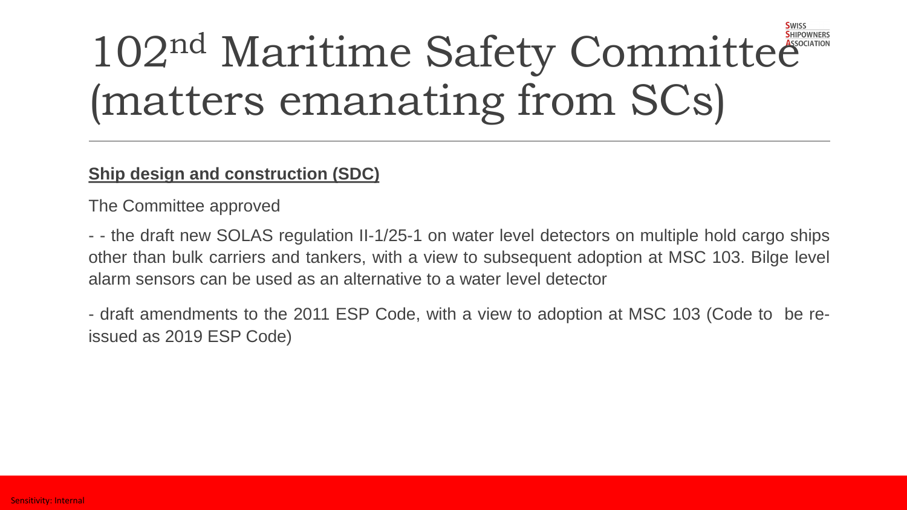# 102nd Maritime Safety Committee (matters emanating from SCs)

**Ship design and construction (SDC)**

The Committee approved

- - the draft new SOLAS regulation II-1/25-1 on water level detectors on multiple hold cargo ships other than bulk carriers and tankers, with a view to subsequent adoption at MSC 103. Bilge level alarm sensors can be used as an alternative to a water level detector

- draft amendments to the 2011 ESP Code, with a view to adoption at MSC 103 (Code to be re-issued as 2019 ESP Code)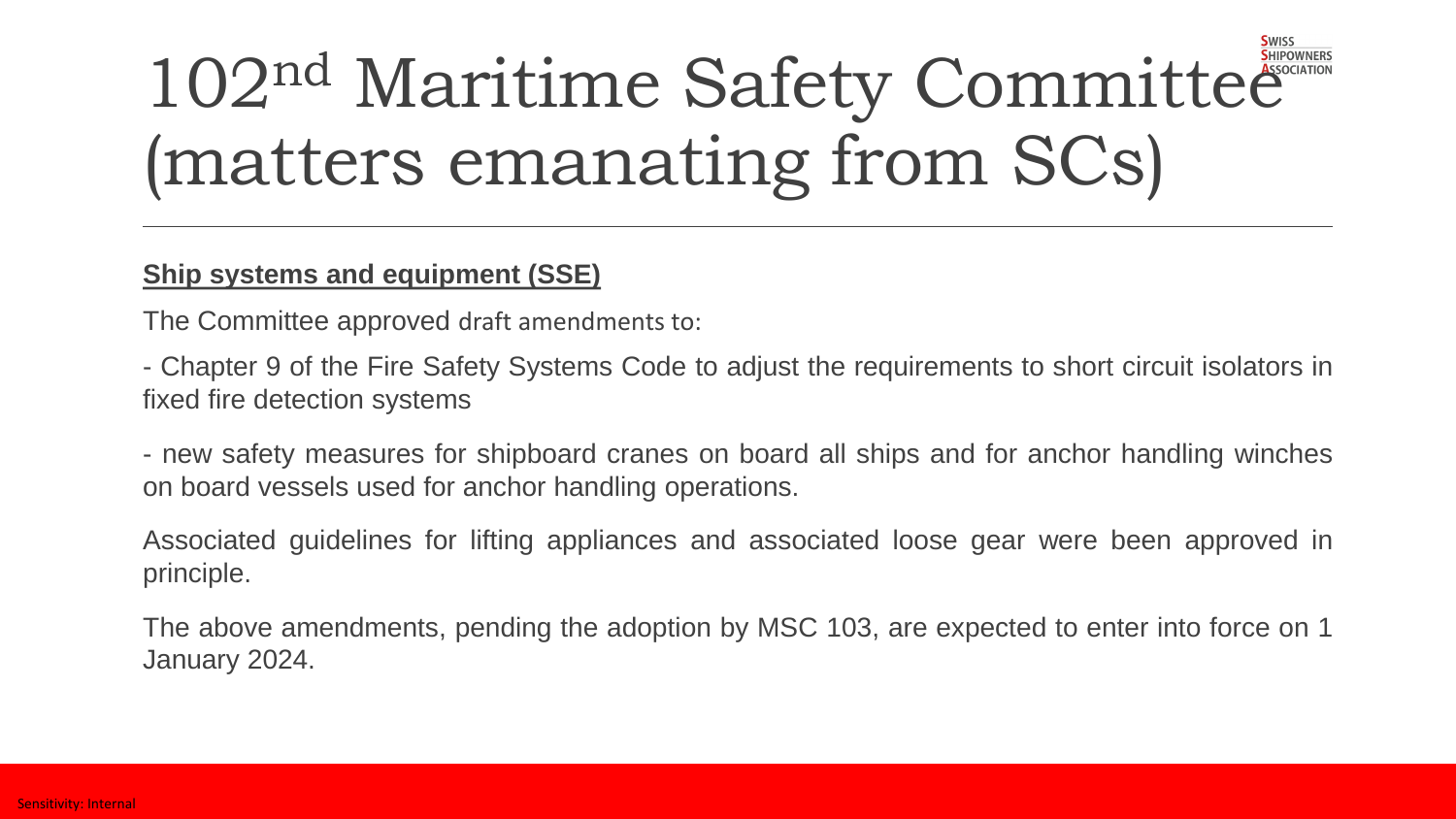# 102nd Maritime Safety Committee (matters emanating from SCs)

**Ship systems and equipment (SSE)**

The Committee approved draft amendments to:

- Chapter 9 of the Fire Safety Systems Code to adjust the requirements to short circuit isolators in fixed fire detection systems

- new safety measures for shipboard cranes on board all ships and for anchor handling winches on board vessels used for anchor handling operations.

Associated guidelines for lifting appliances and associated loose gear were been approved in principle.

The above amendments, pending the adoption by MSC 103, are expected to enter into force on 1 January 2024.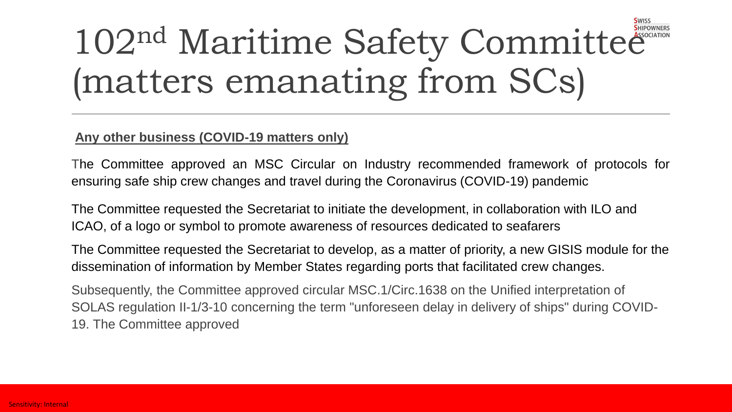# 102nd Maritime Safety Committee (matters emanating from SCs)

**Any other business (COVID-19 matters only)**

The Committee approved an MSC Circular on Industry recommended framework of protocols for ensuring safe ship crew changes and travel during the Coronavirus (COVID-19) pandemic

The Committee requested the Secretariat to initiate the development, in collaboration with ILO and ICAO, of a logo or symbol to promote awareness of resources dedicated to seafarers

The Committee requested the Secretariat to develop, as a matter of priority, a new GISIS module for the dissemination of information by Member States regarding ports that facilitated crew changes.

Subsequently, the Committee approved circular MSC.1/Circ.1638 on the Unified interpretation of SOLAS regulation II-1/3-10 concerning the term "unforeseen delay in delivery of ships" during COVID-19. The Committee approved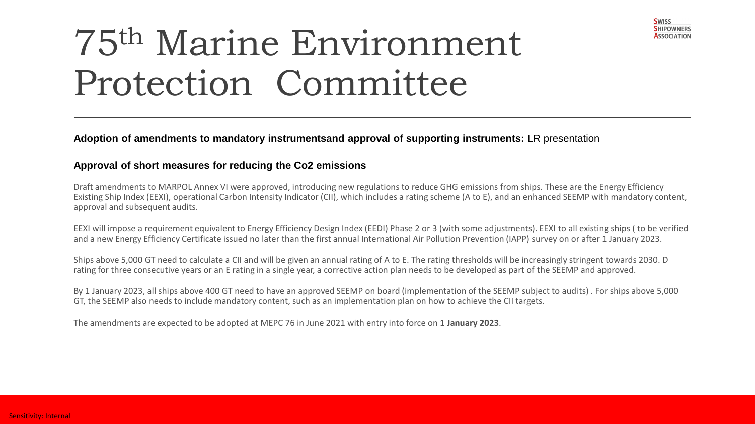# 75th Marine Environment Protection Committee

**Adoption of amendments to mandatory instrumentsand approval of supporting instruments:** LR presentation

**Approval of short measures for reducing the Co2 emissions**

Draft amendments to MARPOL Annex VI were approved, introducing new regulations to reduce GHG emissions from ships. These are the Energy Efficiency Existing Ship Index (EEXI), operational Carbon Intensity Indicator (CII), which includes a rating scheme (A to E), and an enhanced SEEMP with mandatory content, approval and subsequent audits.

EEXI will impose a requirement equivalent to Energy Efficiency Design Index (EEDI) Phase 2 or 3 (with some adjustments). EEXI to all existing ships ( to be verified and a new Energy Efficiency Certificate issued no later than the first annual International Air Pollution Prevention (IAPP) survey on or after 1 January 2023.

Ships above 5,000 GT need to calculate a CII and will be given an annual rating of A to E. The rating thresholds will be increasingly stringent towards 2030. D rating for three consecutive years or an E rating in a single year, a corrective action plan needs to be developed as part of the SEEMP and approved.

By 1 January 2023, all ships above 400 GT need to have an approved SEEMP on board (implementation of the SEEMP subject to audits) . For ships above 5,000 GT, the SEEMP also needs to include mandatory content, such as an implementation plan on how to achieve the CII targets.

The amendments are expected to be adopted at MEPC 76 in June 2021 with entry into force on **1 January 2023**.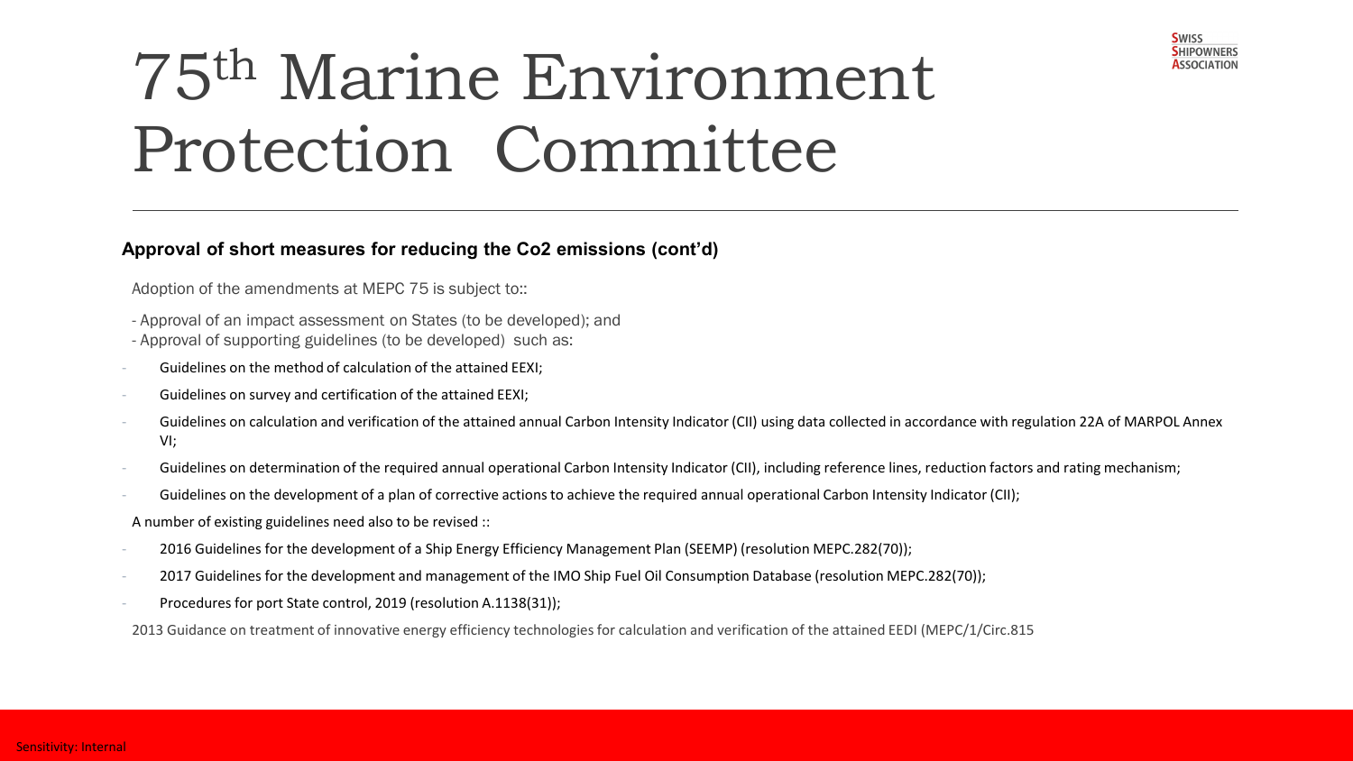# 75th Marine Environment Protection Committee

### Approval of short measures for reducing the Co2 emissions (cont'd)

Adoption of the amendments at MEPC 75 is subject to::

- Approval of an impact assessment on States (to be developed); and
- Approval of supporting guidelines (to be developed) such as:

- Guidelines on the method of calculation of the attained EEXI;
- Guidelines on survey and certification of the attained EEXI;
- Guidelines on calculation and verification of the attained annual Carbon Intensity Indicator (CII) using data collected in accordance with regulation 22A of MARPOL Annex VI;
- Guidelines on determination of the required annual operational Carbon Intensity Indicator (CII), including reference lines, reduction factors and rating mechanism;
- Guidelines on the development of a plan of corrective actions to achieve the required annual operational Carbon Intensity Indicator (CII);

A number of existing guidelines need also to be revised ::

- 2016 Guidelines for the development of a Ship Energy Efficiency Management Plan (SEEMP) (resolution MEPC.282(70));
- 2017 Guidelines for the development and management of the IMO Ship Fuel Oil Consumption Database (resolution MEPC.282(70));
- Procedures for port State control, 2019 (resolution A.1138(31));

2013 Guidance on treatment of innovative energy efficiency technologies for calculation and verification of the attained EEDI (MEPC/1/Circ.815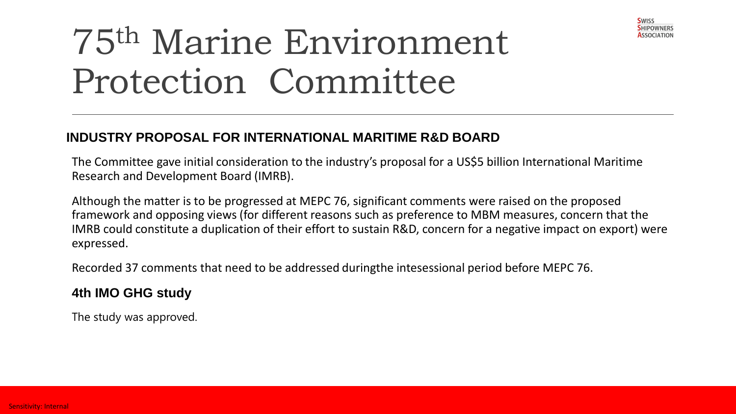# 75th Marine Environment Protection Committee

## INDUSTRY PROPOSAL FOR INTERNATIONAL MARITIME R&D BOARD

The Committee gave initial consideration to the industry's proposal for a US$5 billion International Maritime Research and Development Board (IMRB).

Although the matter is to be progressed at MEPC 76, significant comments were raised on the proposed framework and opposing views (for different reasons such as preference to MBM measures, concern that the IMRB could constitute a duplication of their effort to sustain R&D, concern for a negative impact on export) were expressed.

Recorded 37 comments that need to be addressed duringthe intesessional period before MEPC 76.

### 4th IMO GHG study

The study was approved.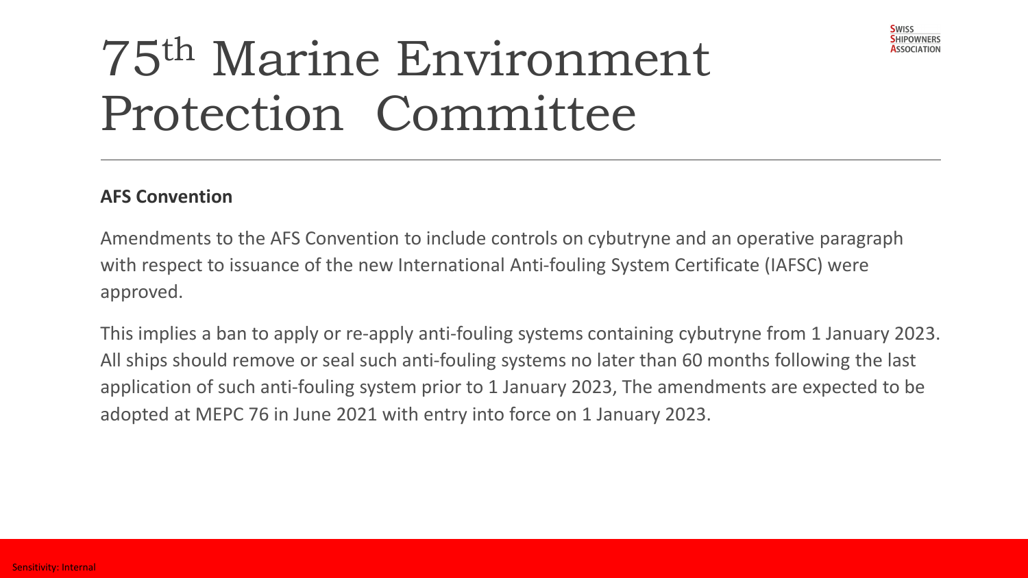# 75th Marine Environment Protection Committee

**AFS Convention**

Amendments to the AFS Convention to include controls on cybutryne and an operative paragraph with respect to issuance of the new International Anti-fouling System Certificate (IAFSC) were approved.

This implies a ban to apply or re-apply anti-fouling systems containing cybutryne from 1 January 2023. All ships should remove or seal such anti-fouling systems no later than 60 months following the last application of such anti-fouling system prior to 1 January 2023, The amendments are expected to be adopted at MEPC 76 in June 2021 with entry into force on 1 January 2023.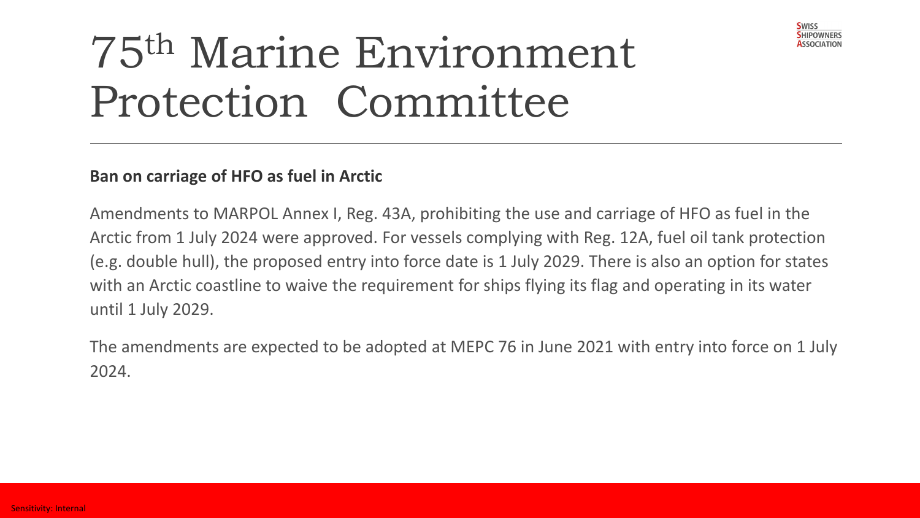# 75th Marine Environment Protection Committee

**Ban on carriage of HFO as fuel in Arctic**

Amendments to MARPOL Annex I, Reg. 43A, prohibiting the use and carriage of HFO as fuel in the Arctic from 1 July 2024 were approved. For vessels complying with Reg. 12A, fuel oil tank protection (e.g. double hull), the proposed entry into force date is 1 July 2029. There is also an option for states with an Arctic coastline to waive the requirement for ships flying its flag and operating in its water until 1 July 2029.

The amendments are expected to be adopted at MEPC 76 in June 2021 with entry into force on 1 July 2024.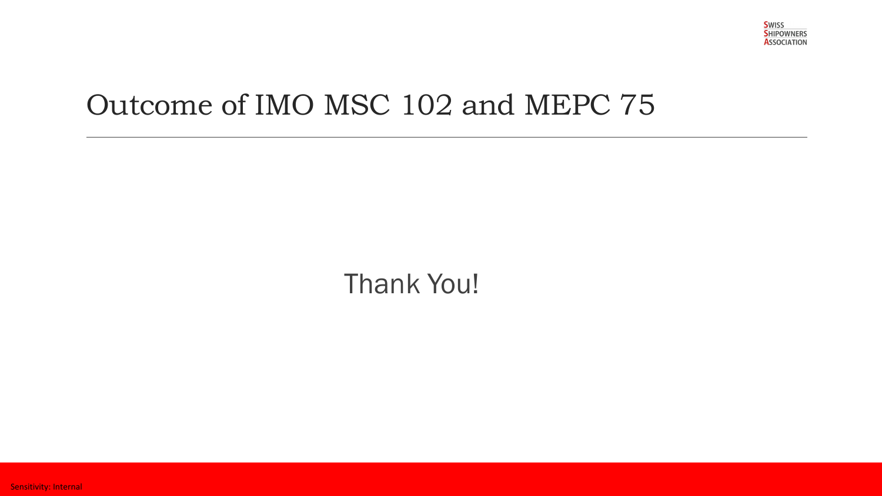# Outcome of IMO MSC 102 and MEPC 75

Thank You!